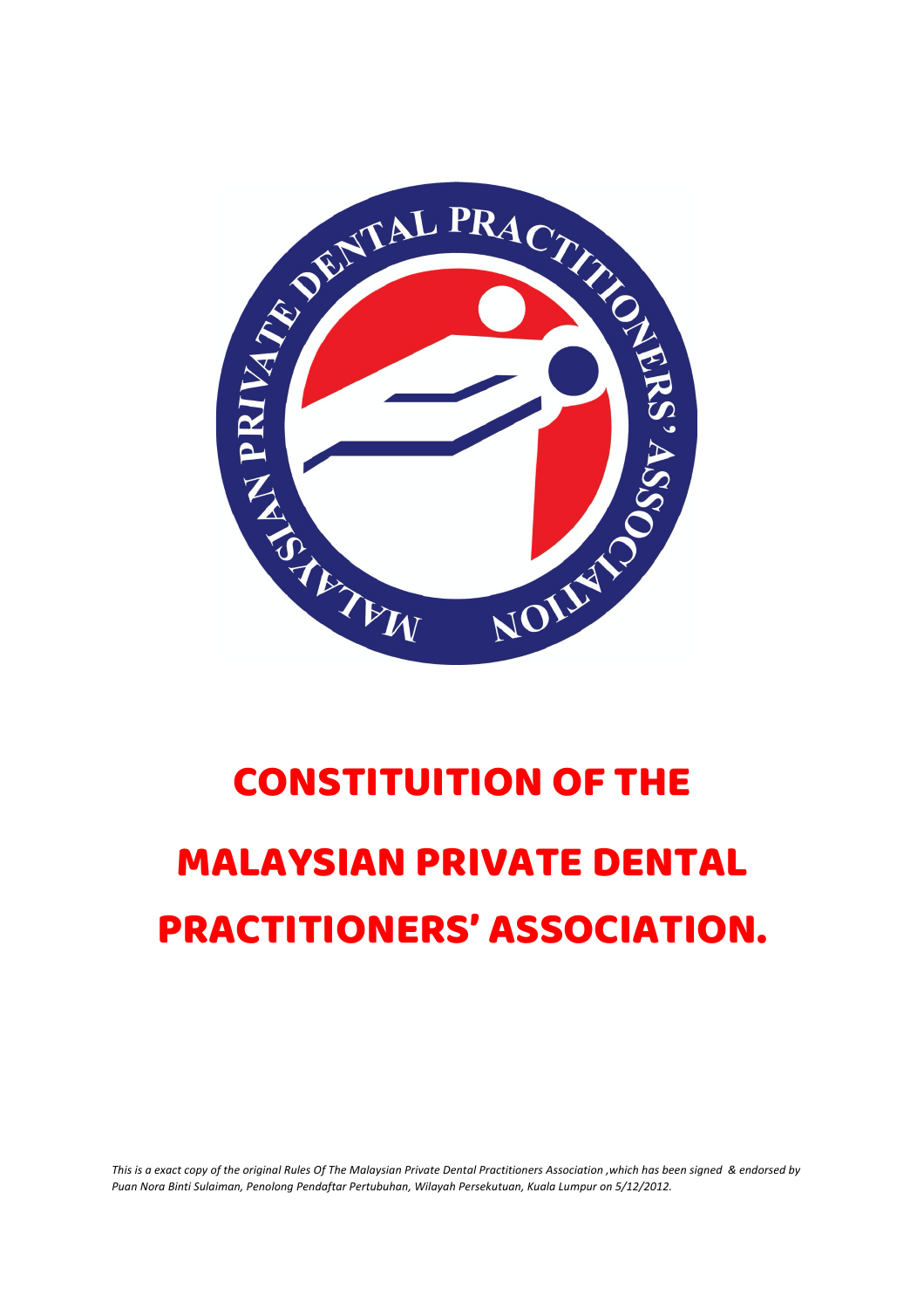# CONSTITUITION OF THE MALAYSIAN PRIVATE DENTAL PRACTITIONERS' ASSOCIATION.

*This is a exact copy of the original Rules Of The Malaysian Private Dental Practitioners Association ,which has been signed & endorsed by Puan Nora Binti Sulaiman, Penolong Pendaftar Pertubuhan, Wilayah Persekutuan, Kuala Lumpur on 5/12/2012.*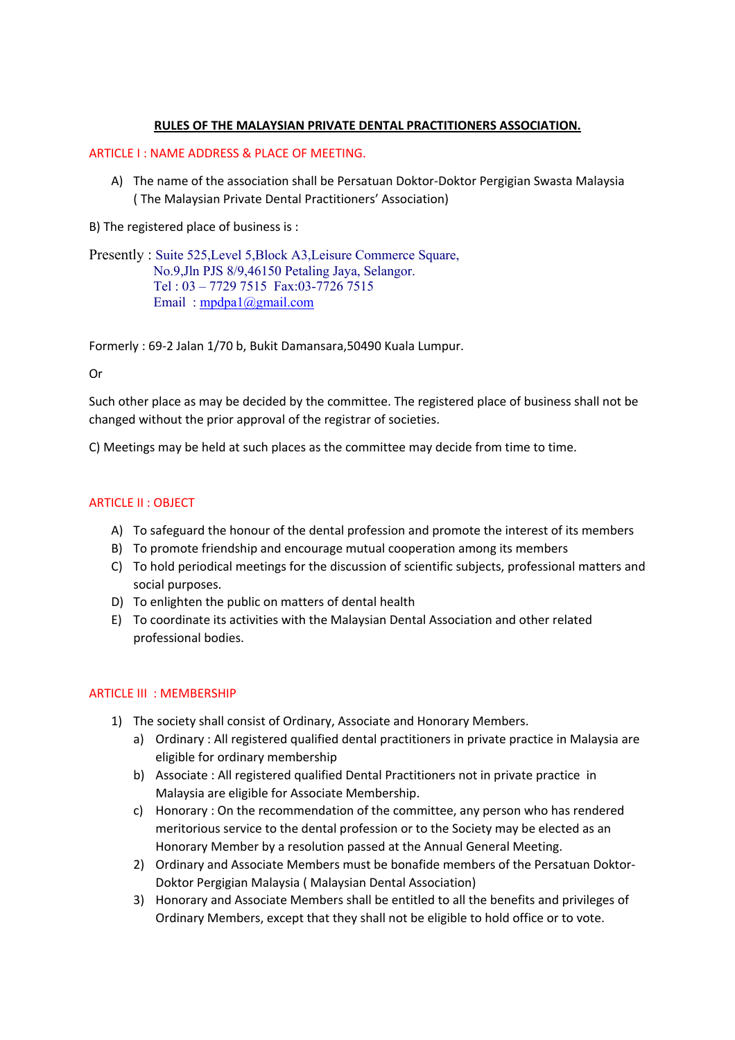**RULES OF THE MALAYSIAN PRIVATE DENTAL PRACTITIONERS ASSOCIATION.**

## ARTICLE I : NAME ADDRESS & PLACE OF MEETING.

A) The name of the association shall be Persatuan Doktor-Doktor Pergigian Swasta Malaysia ( The Malaysian Private Dental Practitioners' Association)

B) The registered place of business is :

Presently : Suite 525,Level 5,Block A3,Leisure Commerce Square,
No.9,Jln PJS 8/9,46150 Petaling Jaya, Selangor.
Tel : 03 – 7729 7515 Fax:03-7726 7515
Email : mpdpa1@gmail.com

Formerly : 69-2 Jalan 1/70 b, Bukit Damansara,50490 Kuala Lumpur.

Or

Such other place as may be decided by the committee. The registered place of business shall not be changed without the prior approval of the registrar of societies.

C) Meetings may be held at such places as the committee may decide from time to time.

## ARTICLE II : OBJECT

A) To safeguard the honour of the dental profession and promote the interest of its members
B) To promote friendship and encourage mutual cooperation among its members
C) To hold periodical meetings for the discussion of scientific subjects, professional matters and social purposes.
D) To enlighten the public on matters of dental health
E) To coordinate its activities with the Malaysian Dental Association and other related professional bodies.

## ARTICLE III : MEMBERSHIP

1) The society shall consist of Ordinary, Associate and Honorary Members.
   a) Ordinary : All registered qualified dental practitioners in private practice in Malaysia are eligible for ordinary membership
   b) Associate : All registered qualified Dental Practitioners not in private practice in Malaysia are eligible for Associate Membership.
   c) Honorary : On the recommendation of the committee, any person who has rendered meritorious service to the dental profession or to the Society may be elected as an Honorary Member by a resolution passed at the Annual General Meeting.
2) Ordinary and Associate Members must be bonafide members of the Persatuan Doktor-Doktor Pergigian Malaysia ( Malaysian Dental Association)
3) Honorary and Associate Members shall be entitled to all the benefits and privileges of Ordinary Members, except that they shall not be eligible to hold office or to vote.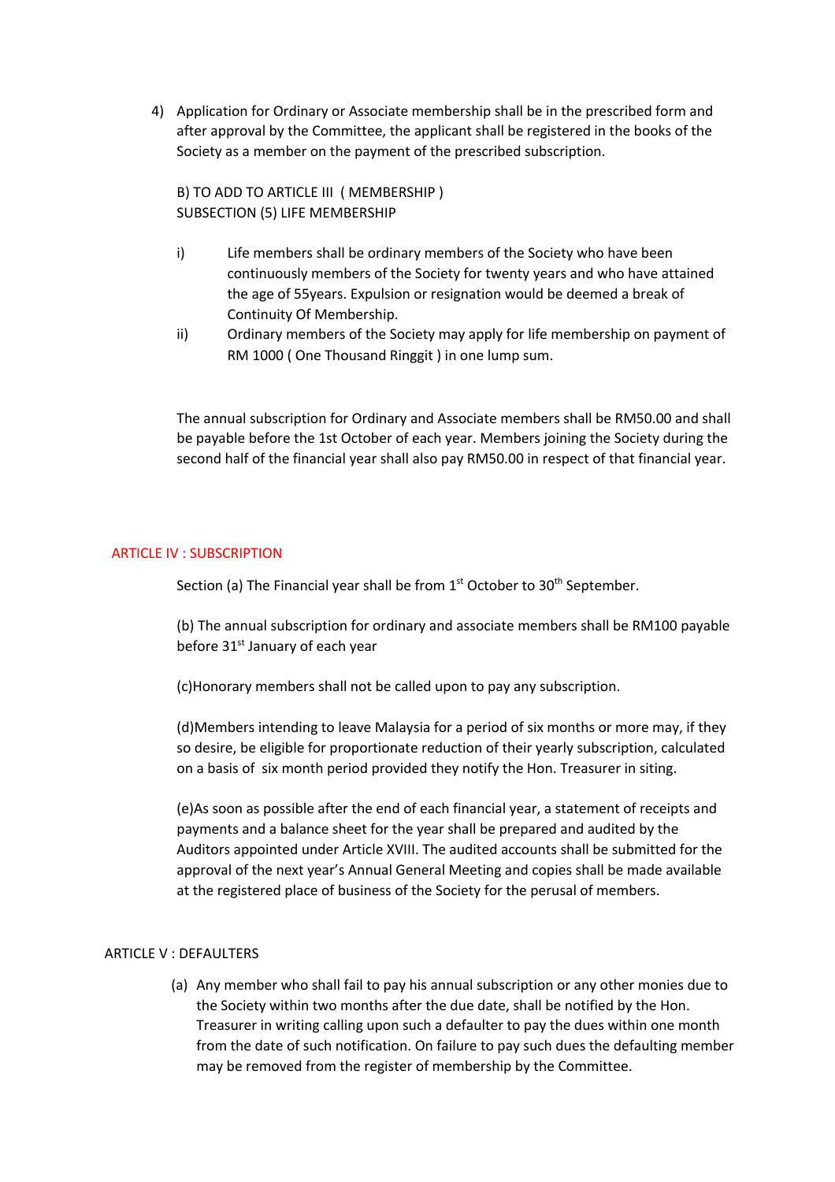4) Application for Ordinary or Associate membership shall be in the prescribed form and after approval by the Committee, the applicant shall be registered in the books of the Society as a member on the payment of the prescribed subscription.

B) TO ADD TO ARTICLE III ( MEMBERSHIP )
SUBSECTION (5) LIFE MEMBERSHIP

i) Life members shall be ordinary members of the Society who have been continuously members of the Society for twenty years and who have attained the age of 55years. Expulsion or resignation would be deemed a break of Continuity Of Membership.

ii) Ordinary members of the Society may apply for life membership on payment of RM 1000 ( One Thousand Ringgit ) in one lump sum.

The annual subscription for Ordinary and Associate members shall be RM50.00 and shall be payable before the 1st October of each year. Members joining the Society during the second half of the financial year shall also pay RM50.00 in respect of that financial year.

## ARTICLE IV : SUBSCRIPTION

Section (a) The Financial year shall be from 1st October to 30th September.

(b) The annual subscription for ordinary and associate members shall be RM100 payable before 31st January of each year

(c)Honorary members shall not be called upon to pay any subscription.

(d)Members intending to leave Malaysia for a period of six months or more may, if they so desire, be eligible for proportionate reduction of their yearly subscription, calculated on a basis of six month period provided they notify the Hon. Treasurer in siting.

(e)As soon as possible after the end of each financial year, a statement of receipts and payments and a balance sheet for the year shall be prepared and audited by the Auditors appointed under Article XVIII. The audited accounts shall be submitted for the approval of the next year's Annual General Meeting and copies shall be made available at the registered place of business of the Society for the perusal of members.

## ARTICLE V : DEFAULTERS

(a) Any member who shall fail to pay his annual subscription or any other monies due to the Society within two months after the due date, shall be notified by the Hon. Treasurer in writing calling upon such a defaulter to pay the dues within one month from the date of such notification. On failure to pay such dues the defaulting member may be removed from the register of membership by the Committee.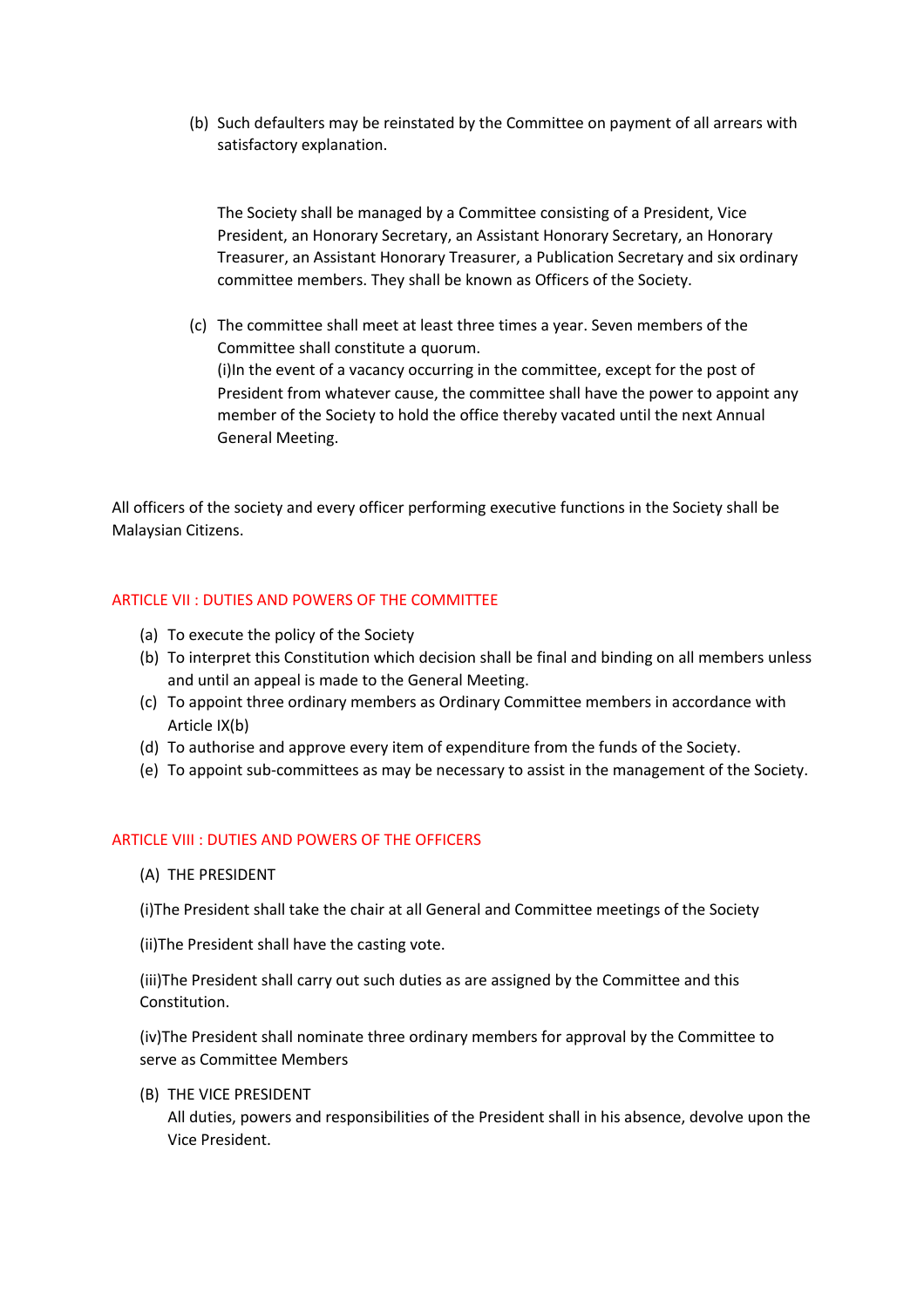(b) Such defaulters may be reinstated by the Committee on payment of all arrears with satisfactory explanation.

The Society shall be managed by a Committee consisting of a President, Vice President, an Honorary Secretary, an Assistant Honorary Secretary, an Honorary Treasurer, an Assistant Honorary Treasurer, a Publication Secretary and six ordinary committee members. They shall be known as Officers of the Society.

(c) The committee shall meet at least three times a year. Seven members of the Committee shall constitute a quorum.
(i)In the event of a vacancy occurring in the committee, except for the post of President from whatever cause, the committee shall have the power to appoint any member of the Society to hold the office thereby vacated until the next Annual General Meeting.

All officers of the society and every officer performing executive functions in the Society shall be Malaysian Citizens.

## ARTICLE VII : DUTIES AND POWERS OF THE COMMITTEE

(a) To execute the policy of the Society
(b) To interpret this Constitution which decision shall be final and binding on all members unless and until an appeal is made to the General Meeting.
(c) To appoint three ordinary members as Ordinary Committee members in accordance with Article IX(b)
(d) To authorise and approve every item of expenditure from the funds of the Society.
(e) To appoint sub-committees as may be necessary to assist in the management of the Society.

## ARTICLE VIII : DUTIES AND POWERS OF THE OFFICERS

(A) THE PRESIDENT

(i)The President shall take the chair at all General and Committee meetings of the Society

(ii)The President shall have the casting vote.

(iii)The President shall carry out such duties as are assigned by the Committee and this Constitution.

(iv)The President shall nominate three ordinary members for approval by the Committee to serve as Committee Members

(B) THE VICE PRESIDENT
All duties, powers and responsibilities of the President shall in his absence, devolve upon the Vice President.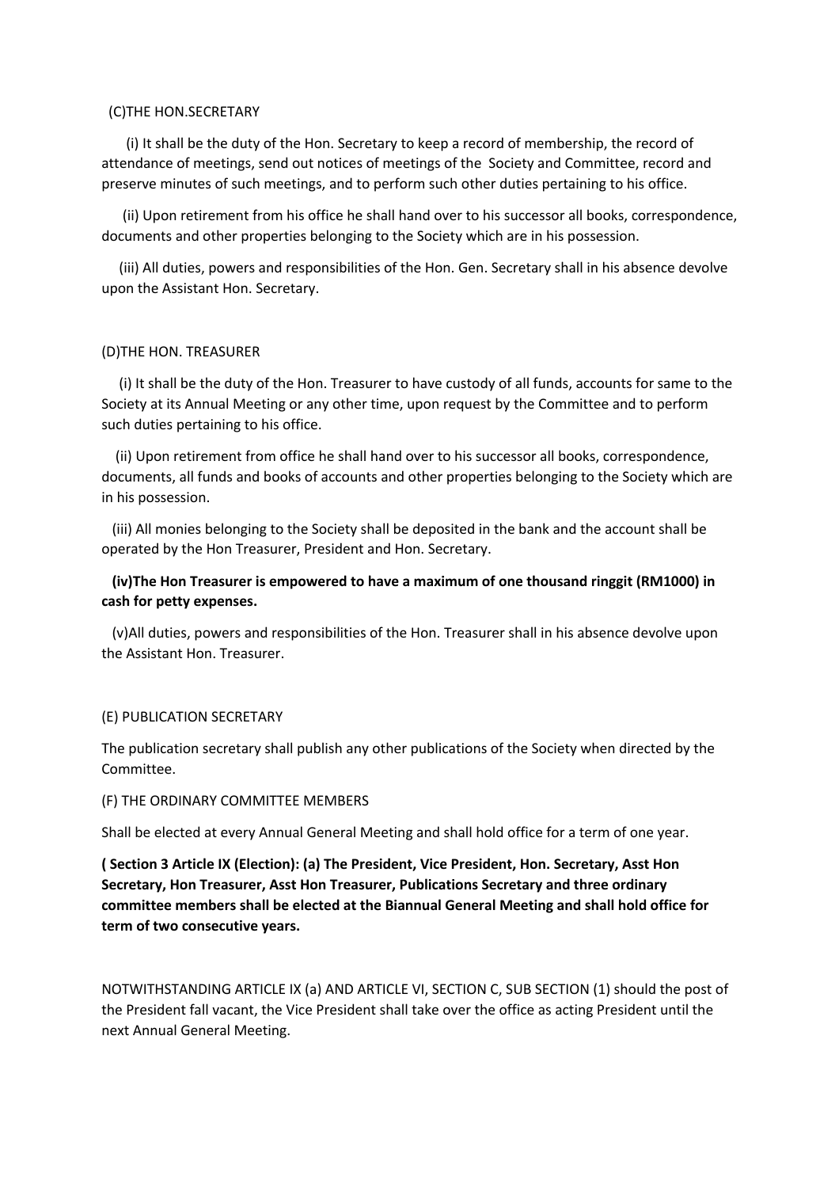(C)THE HON.SECRETARY

(i) It shall be the duty of the Hon. Secretary to keep a record of membership, the record of attendance of meetings, send out notices of meetings of the Society and Committee, record and preserve minutes of such meetings, and to perform such other duties pertaining to his office.

(ii) Upon retirement from his office he shall hand over to his successor all books, correspondence, documents and other properties belonging to the Society which are in his possession.

(iii) All duties, powers and responsibilities of the Hon. Gen. Secretary shall in his absence devolve upon the Assistant Hon. Secretary.

(D)THE HON. TREASURER

(i) It shall be the duty of the Hon. Treasurer to have custody of all funds, accounts for same to the Society at its Annual Meeting or any other time, upon request by the Committee and to perform such duties pertaining to his office.

(ii) Upon retirement from office he shall hand over to his successor all books, correspondence, documents, all funds and books of accounts and other properties belonging to the Society which are in his possession.

(iii) All monies belonging to the Society shall be deposited in the bank and the account shall be operated by the Hon Treasurer, President and Hon. Secretary.

**(iv)The Hon Treasurer is empowered to have a maximum of one thousand ringgit (RM1000) in cash for petty expenses.**

(v)All duties, powers and responsibilities of the Hon. Treasurer shall in his absence devolve upon the Assistant Hon. Treasurer.

(E) PUBLICATION SECRETARY

The publication secretary shall publish any other publications of the Society when directed by the Committee.

(F) THE ORDINARY COMMITTEE MEMBERS

Shall be elected at every Annual General Meeting and shall hold office for a term of one year.

**( Section 3 Article IX (Election): (a) The President, Vice President, Hon. Secretary, Asst Hon Secretary, Hon Treasurer, Asst Hon Treasurer, Publications Secretary and three ordinary committee members shall be elected at the Biannual General Meeting and shall hold office for term of two consecutive years.**

NOTWITHSTANDING ARTICLE IX (a) AND ARTICLE VI, SECTION C, SUB SECTION (1) should the post of the President fall vacant, the Vice President shall take over the office as acting President until the next Annual General Meeting.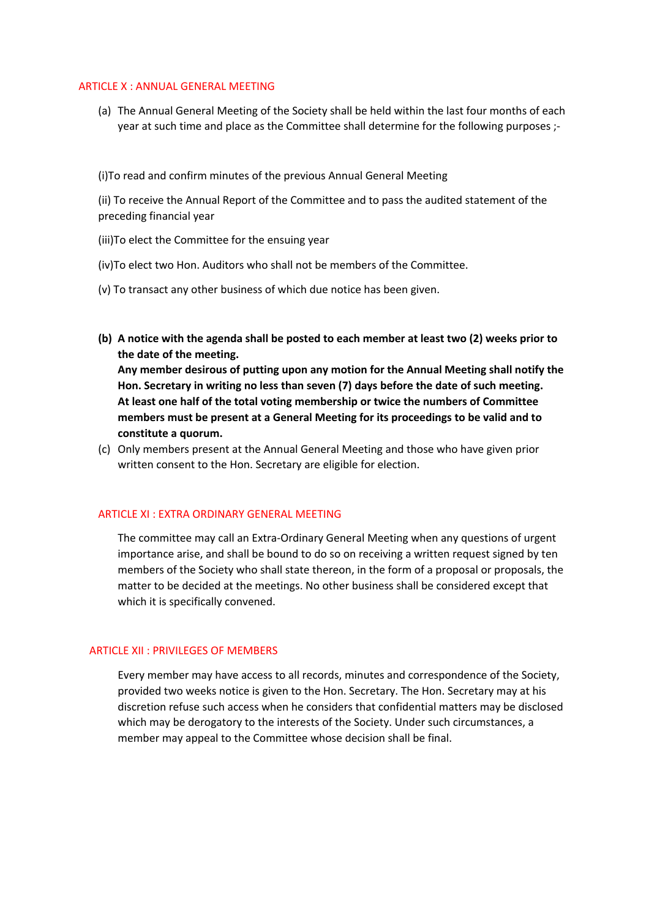## ARTICLE X : ANNUAL GENERAL MEETING

(a) The Annual General Meeting of the Society shall be held within the last four months of each year at such time and place as the Committee shall determine for the following purposes ;-

(i)To read and confirm minutes of the previous Annual General Meeting

(ii) To receive the Annual Report of the Committee and to pass the audited statement of the preceding financial year

(iii)To elect the Committee for the ensuing year

(iv)To elect two Hon. Auditors who shall not be members of the Committee.

(v) To transact any other business of which due notice has been given.

**(b) A notice with the agenda shall be posted to each member at least two (2) weeks prior to the date of the meeting.**
**Any member desirous of putting upon any motion for the Annual Meeting shall notify the Hon. Secretary in writing no less than seven (7) days before the date of such meeting.**
**At least one half of the total voting membership or twice the numbers of Committee members must be present at a General Meeting for its proceedings to be valid and to constitute a quorum.**

(c) Only members present at the Annual General Meeting and those who have given prior written consent to the Hon. Secretary are eligible for election.

## ARTICLE XI : EXTRA ORDINARY GENERAL MEETING

The committee may call an Extra-Ordinary General Meeting when any questions of urgent importance arise, and shall be bound to do so on receiving a written request signed by ten members of the Society who shall state thereon, in the form of a proposal or proposals, the matter to be decided at the meetings. No other business shall be considered except that which it is specifically convened.

## ARTICLE XII : PRIVILEGES OF MEMBERS

Every member may have access to all records, minutes and correspondence of the Society, provided two weeks notice is given to the Hon. Secretary. The Hon. Secretary may at his discretion refuse such access when he considers that confidential matters may be disclosed which may be derogatory to the interests of the Society. Under such circumstances, a member may appeal to the Committee whose decision shall be final.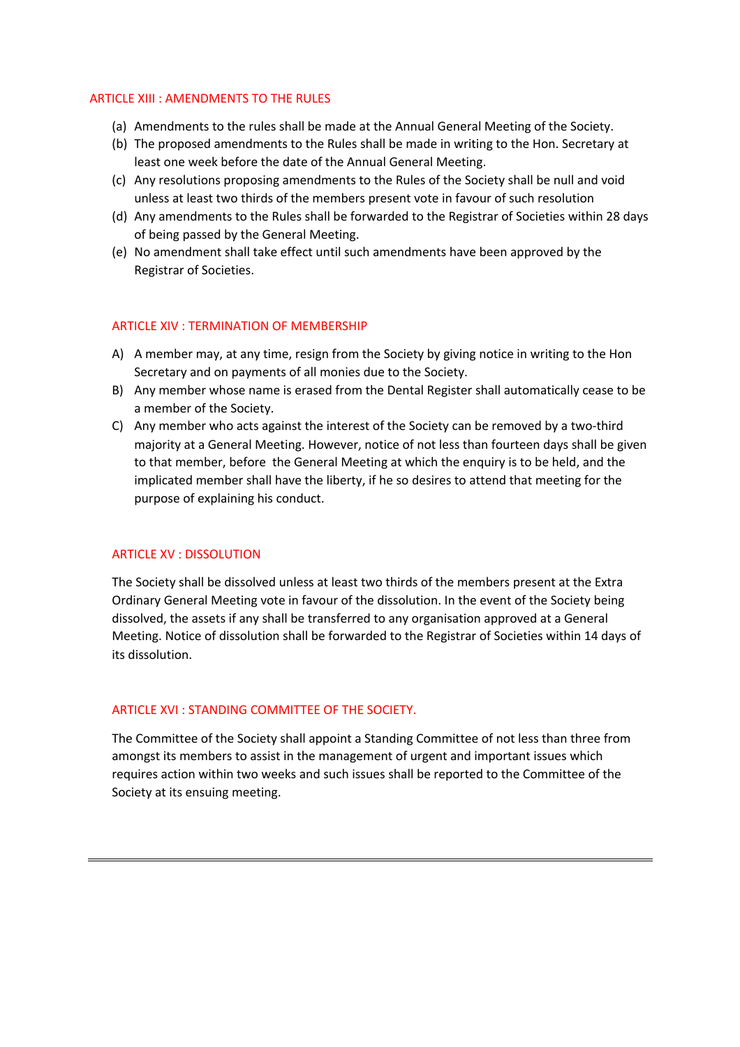## ARTICLE XIII : AMENDMENTS TO THE RULES

(a) Amendments to the rules shall be made at the Annual General Meeting of the Society.
(b) The proposed amendments to the Rules shall be made in writing to the Hon. Secretary at least one week before the date of the Annual General Meeting.
(c) Any resolutions proposing amendments to the Rules of the Society shall be null and void unless at least two thirds of the members present vote in favour of such resolution
(d) Any amendments to the Rules shall be forwarded to the Registrar of Societies within 28 days of being passed by the General Meeting.
(e) No amendment shall take effect until such amendments have been approved by the Registrar of Societies.

## ARTICLE XIV : TERMINATION OF MEMBERSHIP

A) A member may, at any time, resign from the Society by giving notice in writing to the Hon Secretary and on payments of all monies due to the Society.
B) Any member whose name is erased from the Dental Register shall automatically cease to be a member of the Society.
C) Any member who acts against the interest of the Society can be removed by a two-third majority at a General Meeting. However, notice of not less than fourteen days shall be given to that member, before the General Meeting at which the enquiry is to be held, and the implicated member shall have the liberty, if he so desires to attend that meeting for the purpose of explaining his conduct.

## ARTICLE XV : DISSOLUTION

The Society shall be dissolved unless at least two thirds of the members present at the Extra Ordinary General Meeting vote in favour of the dissolution. In the event of the Society being dissolved, the assets if any shall be transferred to any organisation approved at a General Meeting. Notice of dissolution shall be forwarded to the Registrar of Societies within 14 days of its dissolution.

## ARTICLE XVI : STANDING COMMITTEE OF THE SOCIETY.

The Committee of the Society shall appoint a Standing Committee of not less than three from amongst its members to assist in the management of urgent and important issues which requires action within two weeks and such issues shall be reported to the Committee of the Society at its ensuing meeting.